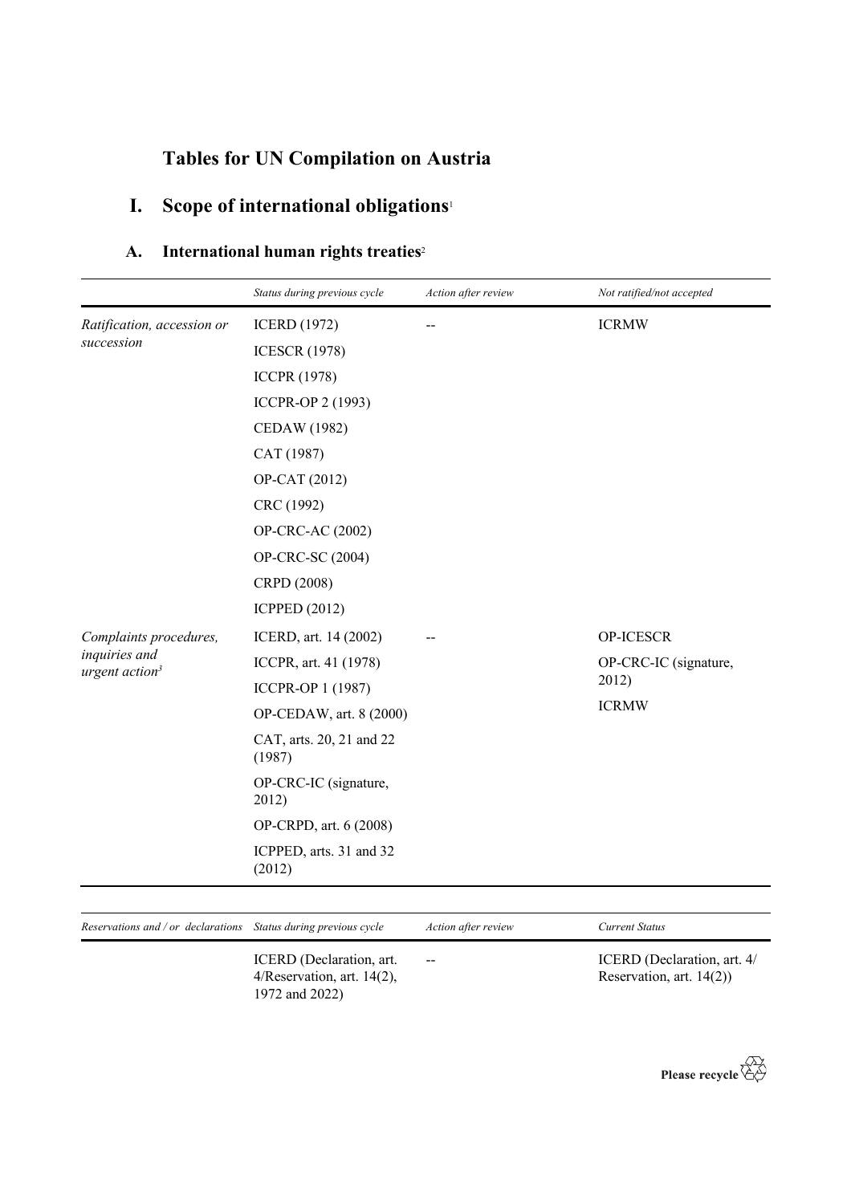# Tables for UN Compilation on Austria

## I. Scope of international obligations[1]

### A. International human rights treaties[2]

| | *Status during previous cycle* | *Action after review* | *Not ratified/not accepted* |
|---|---|---|---|
| *Ratification, accession or succession* | ICERD (1972)<br>ICESCR (1978)<br>ICCPR (1978)<br>ICCPR-OP 2 (1993)<br>CEDAW (1982)<br>CAT (1987)<br>OP-CAT (2012)<br>CRC (1992)<br>OP-CRC-AC (2002)<br>OP-CRC-SC (2004)<br>CRPD (2008)<br>ICPPED (2012) | -- | ICRMW |
| *Complaints procedures, inquiries and urgent action*[3] | ICERD, art. 14 (2002)<br>ICCPR, art. 41 (1978)<br>ICCPR-OP 1 (1987)<br>OP-CEDAW, art. 8 (2000)<br>CAT, arts. 20, 21 and 22 (1987)<br>OP-CRC-IC (signature, 2012)<br>OP-CRPD, art. 6 (2008)<br>ICPPED, arts. 31 and 32 (2012) | -- | OP-ICESCR<br>OP-CRC-IC (signature, 2012)<br>ICRMW |

| *Reservations and / or declarations* | *Status during previous cycle* | *Action after review* | *Current Status* |
|---|---|---|---|
| | ICERD (Declaration, art. 4/Reservation, art. 14(2), 1972 and 2022) | -- | ICERD (Declaration, art. 4/ Reservation, art. 14(2)) |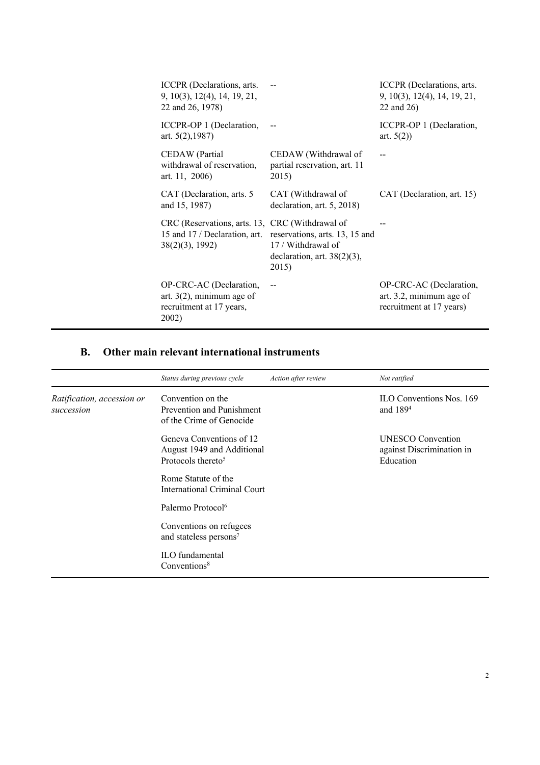| | | | |
|---|---|---|---|
| | ICCPR (Declarations, arts. 9, 10(3), 12(4), 14, 19, 21, 22 and 26, 1978) | -- | ICCPR (Declarations, arts. 9, 10(3), 12(4), 14, 19, 21, 22 and 26) |
| | ICCPR-OP 1 (Declaration, art. 5(2),1987) | -- | ICCPR-OP 1 (Declaration, art. 5(2)) |
| | CEDAW (Partial withdrawal of reservation, art. 11, 2006) | CEDAW (Withdrawal of partial reservation, art. 11 2015) | -- |
| | CAT (Declaration, arts. 5 and 15, 1987) | CAT (Withdrawal of declaration, art. 5, 2018) | CAT (Declaration, art. 15) |
| | CRC (Reservations, arts. 13, 15 and 17 / Declaration, art. 38(2)(3), 1992) | CRC (Withdrawal of reservations, arts. 13, 15 and 17 / Withdrawal of declaration, art. 38(2)(3), 2015) | -- |
| | OP-CRC-AC (Declaration, art. 3(2), minimum age of recruitment at 17 years, 2002) | -- | OP-CRC-AC (Declaration, art. 3.2, minimum age of recruitment at 17 years) |

## B. Other main relevant international instruments

| | *Status during previous cycle* | *Action after review* | *Not ratified* |
|---|---|---|---|
| *Ratification, accession or succession* | Convention on the Prevention and Punishment of the Crime of Genocide | | ILO Conventions Nos. 169 and 189[4] |
| | Geneva Conventions of 12 August 1949 and Additional Protocols thereto[5] | | UNESCO Convention against Discrimination in Education |
| | Rome Statute of the International Criminal Court | | |
| | Palermo Protocol[6] | | |
| | Conventions on refugees and stateless persons[7] | | |
| | ILO fundamental Conventions[8] | | |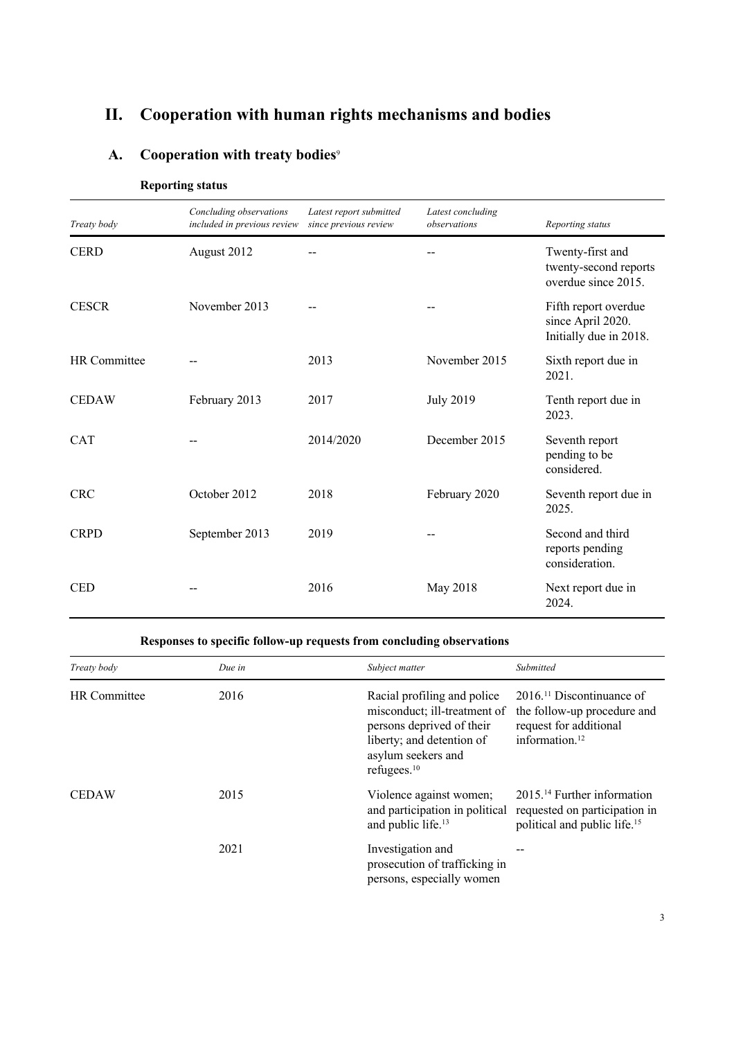# II. Cooperation with human rights mechanisms and bodies

## A. Cooperation with treaty bodies[9]

**Reporting status**

| *Treaty body* | *Concluding observations included in previous review* | *Latest report submitted since previous review* | *Latest concluding observations* | *Reporting status* |
|---|---|---|---|---|
| CERD | August 2012 | -- | -- | Twenty-first and twenty-second reports overdue since 2015. |
| CESCR | November 2013 | -- | -- | Fifth report overdue since April 2020. Initially due in 2018. |
| HR Committee | -- | 2013 | November 2015 | Sixth report due in 2021. |
| CEDAW | February 2013 | 2017 | July 2019 | Tenth report due in 2023. |
| CAT | -- | 2014/2020 | December 2015 | Seventh report pending to be considered. |
| CRC | October 2012 | 2018 | February 2020 | Seventh report due in 2025. |
| CRPD | September 2013 | 2019 | -- | Second and third reports pending consideration. |
| CED | -- | 2016 | May 2018 | Next report due in 2024. |

**Responses to specific follow-up requests from concluding observations**

| *Treaty body* | *Due in* | *Subject matter* | *Submitted* |
|---|---|---|---|
| HR Committee | 2016 | Racial profiling and police misconduct; ill-treatment of persons deprived of their liberty; and detention of asylum seekers and refugees.[10] | 2016.[11] Discontinuance of the follow-up procedure and request for additional information.[12] |
| CEDAW | 2015 | Violence against women; and participation in political and public life.[13] | 2015.[14] Further information requested on participation in political and public life.[15] |
| | 2021 | Investigation and prosecution of trafficking in persons, especially women | -- |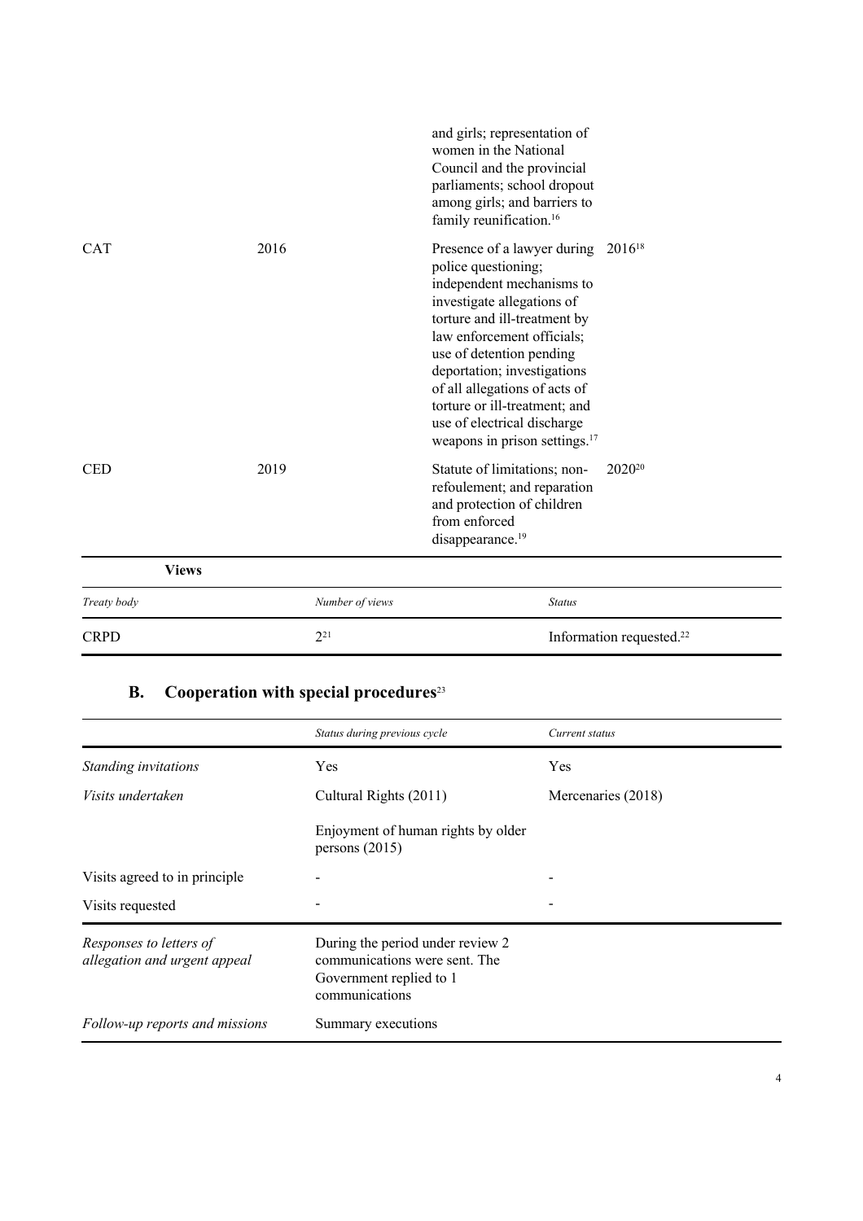| | | | |
|---|---|---|---|
| | | and girls; representation of women in the National Council and the provincial parliaments; school dropout among girls; and barriers to family reunification.[16] | |
| CAT | 2016 | Presence of a lawyer during police questioning; independent mechanisms to investigate allegations of torture and ill-treatment by law enforcement officials; use of detention pending deportation; investigations of all allegations of acts of torture or ill-treatment; and use of electrical discharge weapons in prison settings.[17] | 2016[18] |
| CED | 2019 | Statute of limitations; non-refoulement; and reparation and protection of children from enforced disappearance.[19] | 2020[20] |

**Views**

| *Treaty body* | *Number of views* | *Status* |
|---|---|---|
| CRPD | 2[21] | Information requested.[22] |

## B. Cooperation with special procedures[23]

| | *Status during previous cycle* | *Current status* |
|---|---|---|
| *Standing invitations* | Yes | Yes |
| *Visits undertaken* | Cultural Rights (2011) | Mercenaries (2018) |
| | Enjoyment of human rights by older persons (2015) | |
| Visits agreed to in principle | - | - |
| Visits requested | - | - |
| *Responses to letters of allegation and urgent appeal* | During the period under review 2 communications were sent. The Government replied to 1 communications | |
| *Follow-up reports and missions* | Summary executions | |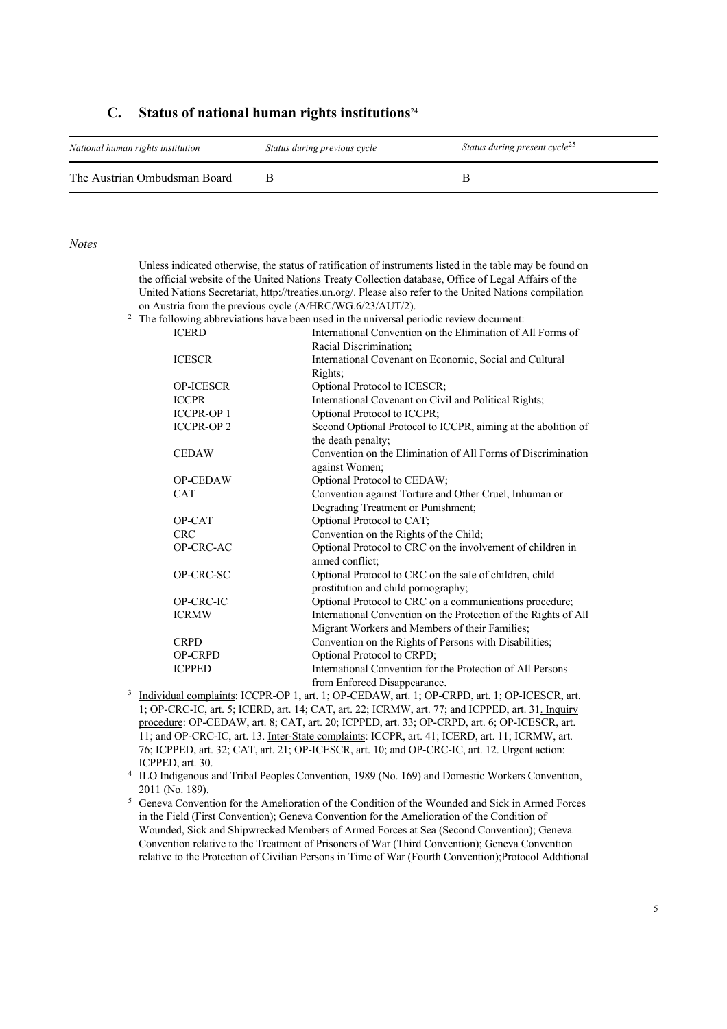## C. Status of national human rights institutions[24]

| *National human rights institution* | *Status during previous cycle* | *Status during present cycle*[25] |
|---|---|---|
| The Austrian Ombudsman Board | B | B |

*Notes*

[1] Unless indicated otherwise, the status of ratification of instruments listed in the table may be found on the official website of the United Nations Treaty Collection database, Office of Legal Affairs of the United Nations Secretariat, http://treaties.un.org/. Please also refer to the United Nations compilation on Austria from the previous cycle (A/HRC/WG.6/23/AUT/2).

[2] The following abbreviations have been used in the universal periodic review document:

| | |
|---|---|
| ICERD | International Convention on the Elimination of All Forms of Racial Discrimination; |
| ICESCR | International Covenant on Economic, Social and Cultural Rights; |
| OP-ICESCR | Optional Protocol to ICESCR; |
| ICCPR | International Covenant on Civil and Political Rights; |
| ICCPR-OP 1 | Optional Protocol to ICCPR; |
| ICCPR-OP 2 | Second Optional Protocol to ICCPR, aiming at the abolition of the death penalty; |
| CEDAW | Convention on the Elimination of All Forms of Discrimination against Women; |
| OP-CEDAW | Optional Protocol to CEDAW; |
| CAT | Convention against Torture and Other Cruel, Inhuman or Degrading Treatment or Punishment; |
| OP-CAT | Optional Protocol to CAT; |
| CRC | Convention on the Rights of the Child; |
| OP-CRC-AC | Optional Protocol to CRC on the involvement of children in armed conflict; |
| OP-CRC-SC | Optional Protocol to CRC on the sale of children, child prostitution and child pornography; |
| OP-CRC-IC | Optional Protocol to CRC on a communications procedure; |
| ICRMW | International Convention on the Protection of the Rights of All Migrant Workers and Members of their Families; |
| CRPD | Convention on the Rights of Persons with Disabilities; |
| OP-CRPD | Optional Protocol to CRPD; |
| ICPPED | International Convention for the Protection of All Persons from Enforced Disappearance. |

[3] Individual complaints: ICCPR-OP 1, art. 1; OP-CEDAW, art. 1; OP-CRPD, art. 1; OP-ICESCR, art. 1; OP-CRC-IC, art. 5; ICERD, art. 14; CAT, art. 22; ICRMW, art. 77; and ICPPED, art. 31. Inquiry procedure: OP-CEDAW, art. 8; CAT, art. 20; ICPPED, art. 33; OP-CRPD, art. 6; OP-ICESCR, art. 11; and OP-CRC-IC, art. 13. Inter-State complaints: ICCPR, art. 41; ICERD, art. 11; ICRMW, art. 76; ICPPED, art. 32; CAT, art. 21; OP-ICESCR, art. 10; and OP-CRC-IC, art. 12. Urgent action: ICPPED, art. 30.

[4] ILO Indigenous and Tribal Peoples Convention, 1989 (No. 169) and Domestic Workers Convention, 2011 (No. 189).

[5] Geneva Convention for the Amelioration of the Condition of the Wounded and Sick in Armed Forces in the Field (First Convention); Geneva Convention for the Amelioration of the Condition of Wounded, Sick and Shipwrecked Members of Armed Forces at Sea (Second Convention); Geneva Convention relative to the Treatment of Prisoners of War (Third Convention); Geneva Convention relative to the Protection of Civilian Persons in Time of War (Fourth Convention);Protocol Additional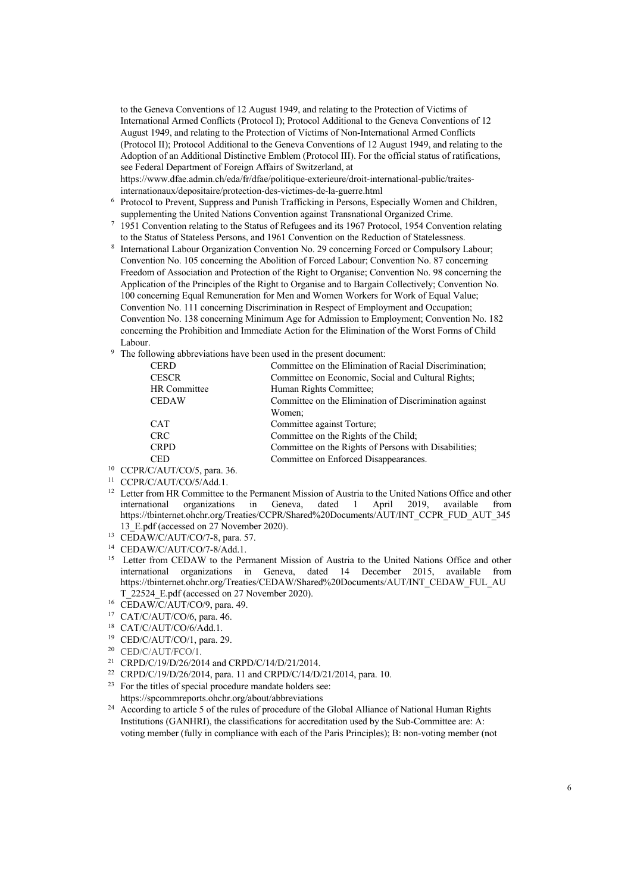to the Geneva Conventions of 12 August 1949, and relating to the Protection of Victims of International Armed Conflicts (Protocol I); Protocol Additional to the Geneva Conventions of 12 August 1949, and relating to the Protection of Victims of Non-International Armed Conflicts (Protocol II); Protocol Additional to the Geneva Conventions of 12 August 1949, and relating to the Adoption of an Additional Distinctive Emblem (Protocol III). For the official status of ratifications, see Federal Department of Foreign Affairs of Switzerland, at https://www.dfae.admin.ch/eda/fr/dfae/politique-exterieure/droit-international-public/traites-internationaux/depositaire/protection-des-victimes-de-la-guerre.html

[6] Protocol to Prevent, Suppress and Punish Trafficking in Persons, Especially Women and Children, supplementing the United Nations Convention against Transnational Organized Crime.

[7] 1951 Convention relating to the Status of Refugees and its 1967 Protocol, 1954 Convention relating to the Status of Stateless Persons, and 1961 Convention on the Reduction of Statelessness.

[8] International Labour Organization Convention No. 29 concerning Forced or Compulsory Labour; Convention No. 105 concerning the Abolition of Forced Labour; Convention No. 87 concerning Freedom of Association and Protection of the Right to Organise; Convention No. 98 concerning the Application of the Principles of the Right to Organise and to Bargain Collectively; Convention No. 100 concerning Equal Remuneration for Men and Women Workers for Work of Equal Value; Convention No. 111 concerning Discrimination in Respect of Employment and Occupation; Convention No. 138 concerning Minimum Age for Admission to Employment; Convention No. 182 concerning the Prohibition and Immediate Action for the Elimination of the Worst Forms of Child Labour.

[9] The following abbreviations have been used in the present document:

| | |
|---|---|
| CERD | Committee on the Elimination of Racial Discrimination; |
| CESCR | Committee on Economic, Social and Cultural Rights; |
| HR Committee | Human Rights Committee; |
| CEDAW | Committee on the Elimination of Discrimination against Women; |
| CAT | Committee against Torture; |
| CRC | Committee on the Rights of the Child; |
| CRPD | Committee on the Rights of Persons with Disabilities; |
| CED | Committee on Enforced Disappearances. |

[10] CCPR/C/AUT/CO/5, para. 36.

[11] CCPR/C/AUT/CO/5/Add.1.

[12] Letter from HR Committee to the Permanent Mission of Austria to the United Nations Office and other international organizations in Geneva, dated 1 April 2019, available from https://tbinternet.ohchr.org/Treaties/CCPR/Shared%20Documents/AUT/INT_CCPR_FUD_AUT_34513_E.pdf (accessed on 27 November 2020).

[13] CEDAW/C/AUT/CO/7-8, para. 57.

[14] CEDAW/C/AUT/CO/7-8/Add.1.

[15] Letter from CEDAW to the Permanent Mission of Austria to the United Nations Office and other international organizations in Geneva, dated 14 December 2015, available from https://tbinternet.ohchr.org/Treaties/CEDAW/Shared%20Documents/AUT/INT_CEDAW_FUL_AUT_22524_E.pdf (accessed on 27 November 2020).

[16] CEDAW/C/AUT/CO/9, para. 49.

[17] CAT/C/AUT/CO/6, para. 46.

[18] CAT/C/AUT/CO/6/Add.1.

[19] CED/C/AUT/CO/1, para. 29.

[20] CED/C/AUT/FCO/1.

[21] CRPD/C/19/D/26/2014 and CRPD/C/14/D/21/2014.

[22] CRPD/C/19/D/26/2014, para. 11 and CRPD/C/14/D/21/2014, para. 10.

[23] For the titles of special procedure mandate holders see: https://spcommreports.ohchr.org/about/abbreviations

[24] According to article 5 of the rules of procedure of the Global Alliance of National Human Rights Institutions (GANHRI), the classifications for accreditation used by the Sub-Committee are: A: voting member (fully in compliance with each of the Paris Principles); B: non-voting member (not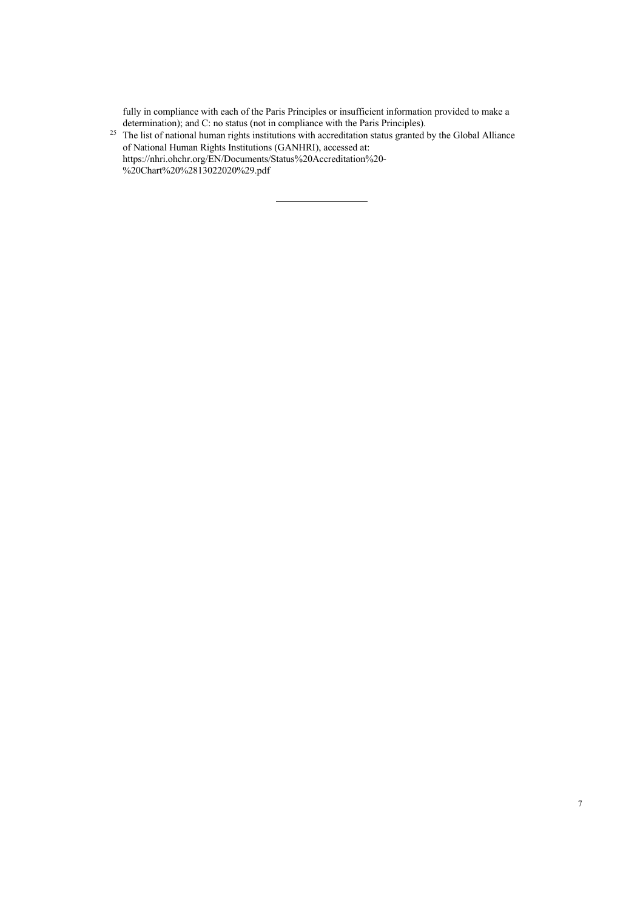fully in compliance with each of the Paris Principles or insufficient information provided to make a determination); and C: no status (not in compliance with the Paris Principles).

[25] The list of national human rights institutions with accreditation status granted by the Global Alliance of National Human Rights Institutions (GANHRI), accessed at: https://nhri.ohchr.org/EN/Documents/Status%20Accreditation%20-%20Chart%20%2813022020%29.pdf